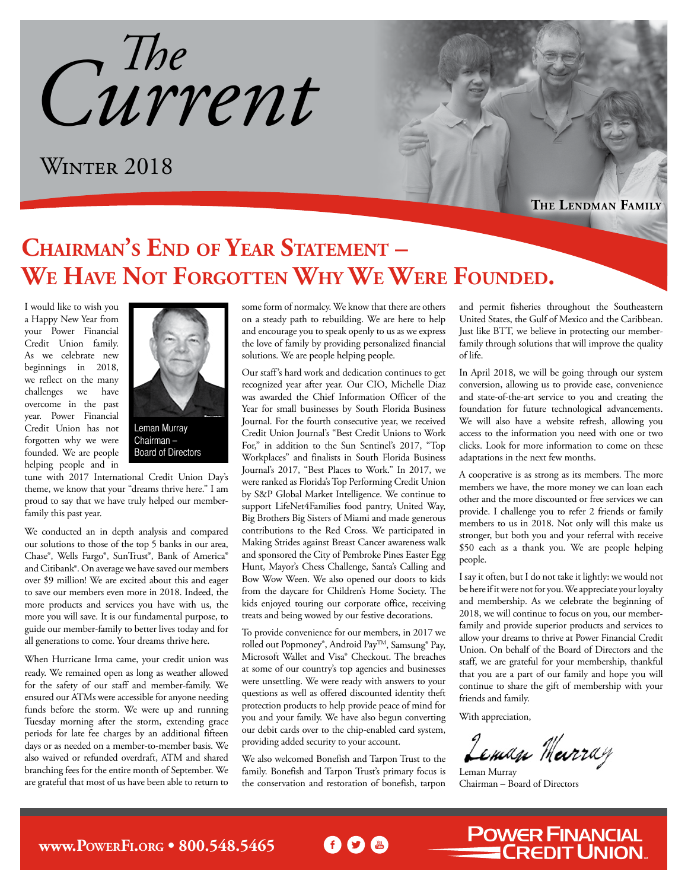# The Current

## Winter 2018

The Lendman Family

# Chairman's End of Year Statement – We Have Not Forgotten Why We Were Founded.

Leman Murray
Chairman – Board of Directors

I would like to wish you a Happy New Year from your Power Financial Credit Union family. As we celebrate new beginnings in 2018, we reflect on the many challenges we have overcome in the past year. Power Financial Credit Union has not forgotten why we were founded. We are people helping people and in tune with 2017 International Credit Union Day's theme, we know that your "dreams thrive here." I am proud to say that we have truly helped our member-family this past year.

We conducted an in depth analysis and compared our solutions to those of the top 5 banks in our area, Chase®, Wells Fargo®, SunTrust®, Bank of America® and Citibank®. On average we have saved our members over $9 million! We are excited about this and eager to save our members even more in 2018. Indeed, the more products and services you have with us, the more you will save. It is our fundamental purpose, to guide our member-family to better lives today and for all generations to come. Your dreams thrive here.

When Hurricane Irma came, your credit union was ready. We remained open as long as weather allowed for the safety of our staff and member-family. We ensured our ATMs were accessible for anyone needing funds before the storm. We were up and running Tuesday morning after the storm, extending grace periods for late fee charges by an additional fifteen days or as needed on a member-to-member basis. We also waived or refunded overdraft, ATM and shared branching fees for the entire month of September. We are grateful that most of us have been able to return to some form of normalcy. We know that there are others on a steady path to rebuilding. We are here to help and encourage you to speak openly to us as we express the love of family by providing personalized financial solutions. We are people helping people.

Our staff's hard work and dedication continues to get recognized year after year. Our CIO, Michelle Diaz was awarded the Chief Information Officer of the Year for small businesses by South Florida Business Journal. For the fourth consecutive year, we received Credit Union Journal's "Best Credit Unions to Work For," in addition to the Sun Sentinel's 2017, "Top Workplaces" and finalists in South Florida Business Journal's 2017, "Best Places to Work." In 2017, we were ranked as Florida's Top Performing Credit Union by S&P Global Market Intelligence. We continue to support LifeNet4Families food pantry, United Way, Big Brothers Big Sisters of Miami and made generous contributions to the Red Cross. We participated in Making Strides against Breast Cancer awareness walk and sponsored the City of Pembroke Pines Easter Egg Hunt, Mayor's Chess Challenge, Santa's Calling and Bow Wow Ween. We also opened our doors to kids from the daycare for Children's Home Society. The kids enjoyed touring our corporate office, receiving treats and being wowed by our festive decorations.

To provide convenience for our members, in 2017 we rolled out Popmoney®, Android Pay™, Samsung® Pay, Microsoft Wallet and Visa® Checkout. The breaches at some of our country's top agencies and businesses were unsettling. We were ready with answers to your questions as well as offered discounted identity theft protection products to help provide peace of mind for you and your family. We have also begun converting our debit cards over to the chip-enabled card system, providing added security to your account.

We also welcomed Bonefish and Tarpon Trust to the family. Bonefish and Tarpon Trust's primary focus is the conservation and restoration of bonefish, tarpon and permit fisheries throughout the Southeastern United States, the Gulf of Mexico and the Caribbean. Just like BTT, we believe in protecting our member-family through solutions that will improve the quality of life.

In April 2018, we will be going through our system conversion, allowing us to provide ease, convenience and state-of-the-art service to you and creating the foundation for future technological advancements. We will also have a website refresh, allowing you access to the information you need with one or two clicks. Look for more information to come on these adaptations in the next few months.

A cooperative is as strong as its members. The more members we have, the more money we can loan each other and the more discounted or free services we can provide. I challenge you to refer 2 friends or family members to us in 2018. Not only will this make us stronger, but both you and your referral will receive $50 each as a thank you. We are people helping people.

I say it often, but I do not take it lightly: we would not be here if it were not for you. We appreciate your loyalty and membership. As we celebrate the beginning of 2018, we will continue to focus on you, our member-family and provide superior products and services to allow your dreams to thrive at Power Financial Credit Union. On behalf of the Board of Directors and the staff, we are grateful for your membership, thankful that you are a part of our family and hope you will continue to share the gift of membership with your friends and family.

With appreciation,

Leman Murray
Chairman – Board of Directors

www.PowerFi.org • 800.548.5465

Power Financial Credit Union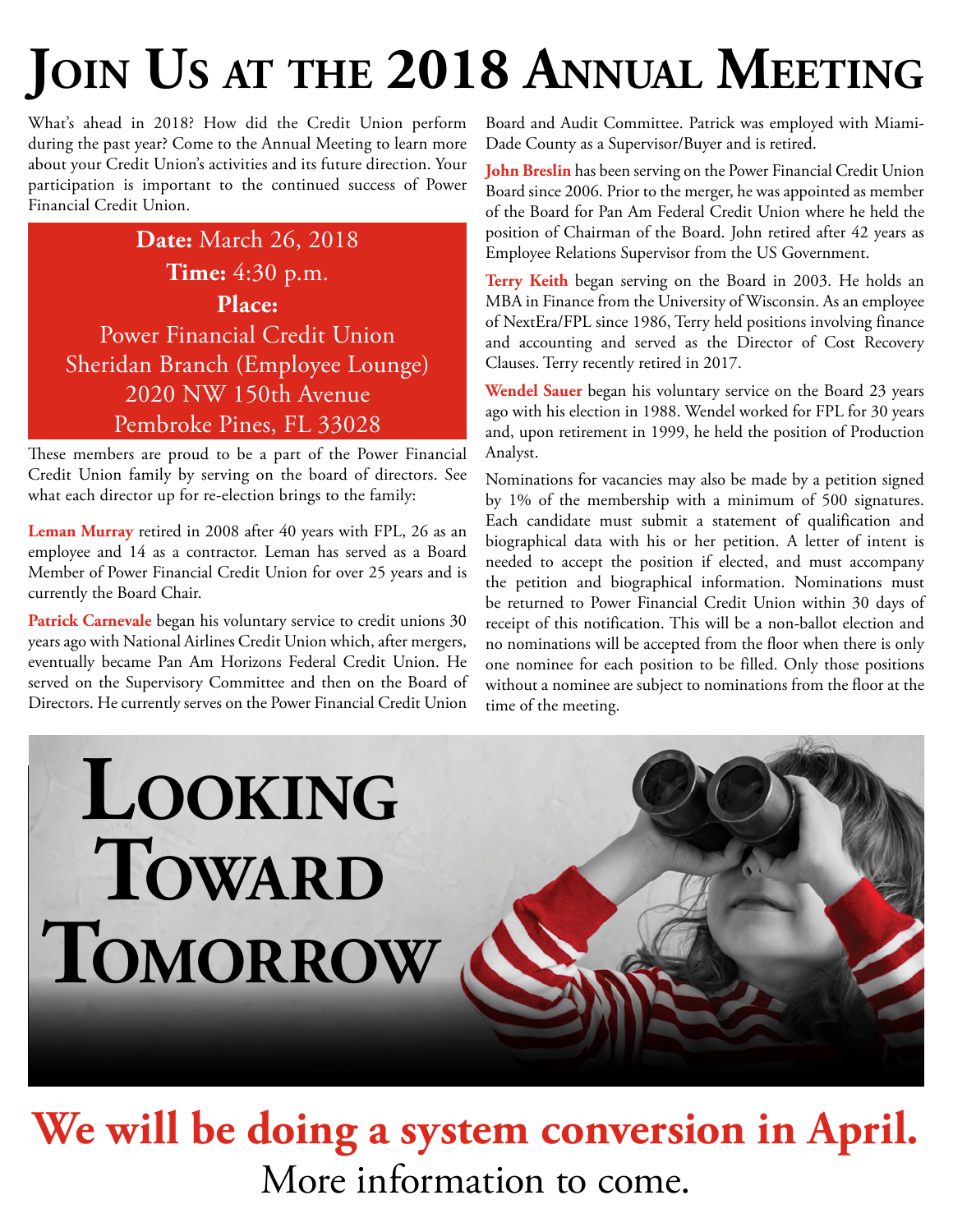# Join Us at the 2018 Annual Meeting

What's ahead in 2018? How did the Credit Union perform during the past year? Come to the Annual Meeting to learn more about your Credit Union's activities and its future direction. Your participation is important to the continued success of Power Financial Credit Union.

**Date:** March 26, 2018
**Time:** 4:30 p.m.
**Place:**
Power Financial Credit Union
Sheridan Branch (Employee Lounge)
2020 NW 150th Avenue
Pembroke Pines, FL 33028

These members are proud to be a part of the Power Financial Credit Union family by serving on the board of directors. See what each director up for re-election brings to the family:

**Leman Murray** retired in 2008 after 40 years with FPL, 26 as an employee and 14 as a contractor. Leman has served as a Board Member of Power Financial Credit Union for over 25 years and is currently the Board Chair.

**Patrick Carnevale** began his voluntary service to credit unions 30 years ago with National Airlines Credit Union which, after mergers, eventually became Pan Am Horizons Federal Credit Union. He served on the Supervisory Committee and then on the Board of Directors. He currently serves on the Power Financial Credit Union Board and Audit Committee. Patrick was employed with Miami-Dade County as a Supervisor/Buyer and is retired.

**John Breslin** has been serving on the Power Financial Credit Union Board since 2006. Prior to the merger, he was appointed as member of the Board for Pan Am Federal Credit Union where he held the position of Chairman of the Board. John retired after 42 years as Employee Relations Supervisor from the US Government.

**Terry Keith** began serving on the Board in 2003. He holds an MBA in Finance from the University of Wisconsin. As an employee of NextEra/FPL since 1986, Terry held positions involving finance and accounting and served as the Director of Cost Recovery Clauses. Terry recently retired in 2017.

**Wendel Sauer** began his voluntary service on the Board 23 years ago with his election in 1988. Wendel worked for FPL for 30 years and, upon retirement in 1999, he held the position of Production Analyst.

Nominations for vacancies may also be made by a petition signed by 1% of the membership with a minimum of 500 signatures. Each candidate must submit a statement of qualification and biographical data with his or her petition. A letter of intent is needed to accept the position if elected, and must accompany the petition and biographical information. Nominations must be returned to Power Financial Credit Union within 30 days of receipt of this notification. This will be a non-ballot election and no nominations will be accepted from the floor when there is only one nominee for each position to be filled. Only those positions without a nominee are subject to nominations from the floor at the time of the meeting.

# Looking Toward Tomorrow

## We will be doing a system conversion in April.

More information to come.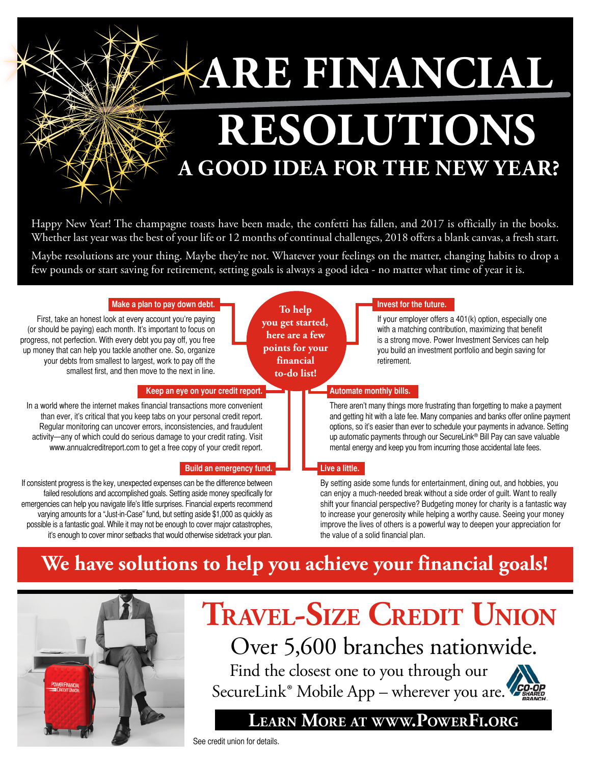# ARE FINANCIAL RESOLUTIONS

## A GOOD IDEA FOR THE NEW YEAR?

Happy New Year! The champagne toasts have been made, the confetti has fallen, and 2017 is officially in the books. Whether last year was the best of your life or 12 months of continual challenges, 2018 offers a blank canvas, a fresh start.

Maybe resolutions are your thing. Maybe they're not. Whatever your feelings on the matter, changing habits to drop a few pounds or start saving for retirement, setting goals is always a good idea - no matter what time of year it is.

**To help you get started, here are a few points for your financial to-do list!**

### Make a plan to pay down debt.

First, take an honest look at every account you're paying (or should be paying) each month. It's important to focus on progress, not perfection. With every debt you pay off, you free up money that can help you tackle another one. So, organize your debts from smallest to largest, work to pay off the smallest first, and then move to the next in line.

### Keep an eye on your credit report.

In a world where the internet makes financial transactions more convenient than ever, it's critical that you keep tabs on your personal credit report. Regular monitoring can uncover errors, inconsistencies, and fraudulent activity—any of which could do serious damage to your credit rating. Visit www.annualcreditreport.com to get a free copy of your credit report.

### Build an emergency fund.

If consistent progress is the key, unexpected expenses can be the difference between failed resolutions and accomplished goals. Setting aside money specifically for emergencies can help you navigate life's little surprises. Financial experts recommend varying amounts for a "Just-in-Case" fund, but setting aside $1,000 as quickly as possible is a fantastic goal. While it may not be enough to cover major catastrophes, it's enough to cover minor setbacks that would otherwise sidetrack your plan.

### Invest for the future.

If your employer offers a 401(k) option, especially one with a matching contribution, maximizing that benefit is a strong move. Power Investment Services can help you build an investment portfolio and begin saving for retirement.

### Automate monthly bills.

There aren't many things more frustrating than forgetting to make a payment and getting hit with a late fee. Many companies and banks offer online payment options, so it's easier than ever to schedule your payments in advance. Setting up automatic payments through our SecureLink® Bill Pay can save valuable mental energy and keep you from incurring those accidental late fees.

### Live a little.

By setting aside some funds for entertainment, dining out, and hobbies, you can enjoy a much-needed break without a side order of guilt. Want to really shift your financial perspective? Budgeting money for charity is a fantastic way to increase your generosity while helping a worthy cause. Seeing your money improve the lives of others is a powerful way to deepen your appreciation for the value of a solid financial plan.

## We have solutions to help you achieve your financial goals!

# Travel-Size Credit Union

Over 5,600 branches nationwide.

Find the closest one to you through our SecureLink® Mobile App – wherever you are.

CO-OP SHARED BRANCH

**Learn More at www.PowerFi.org**

See credit union for details.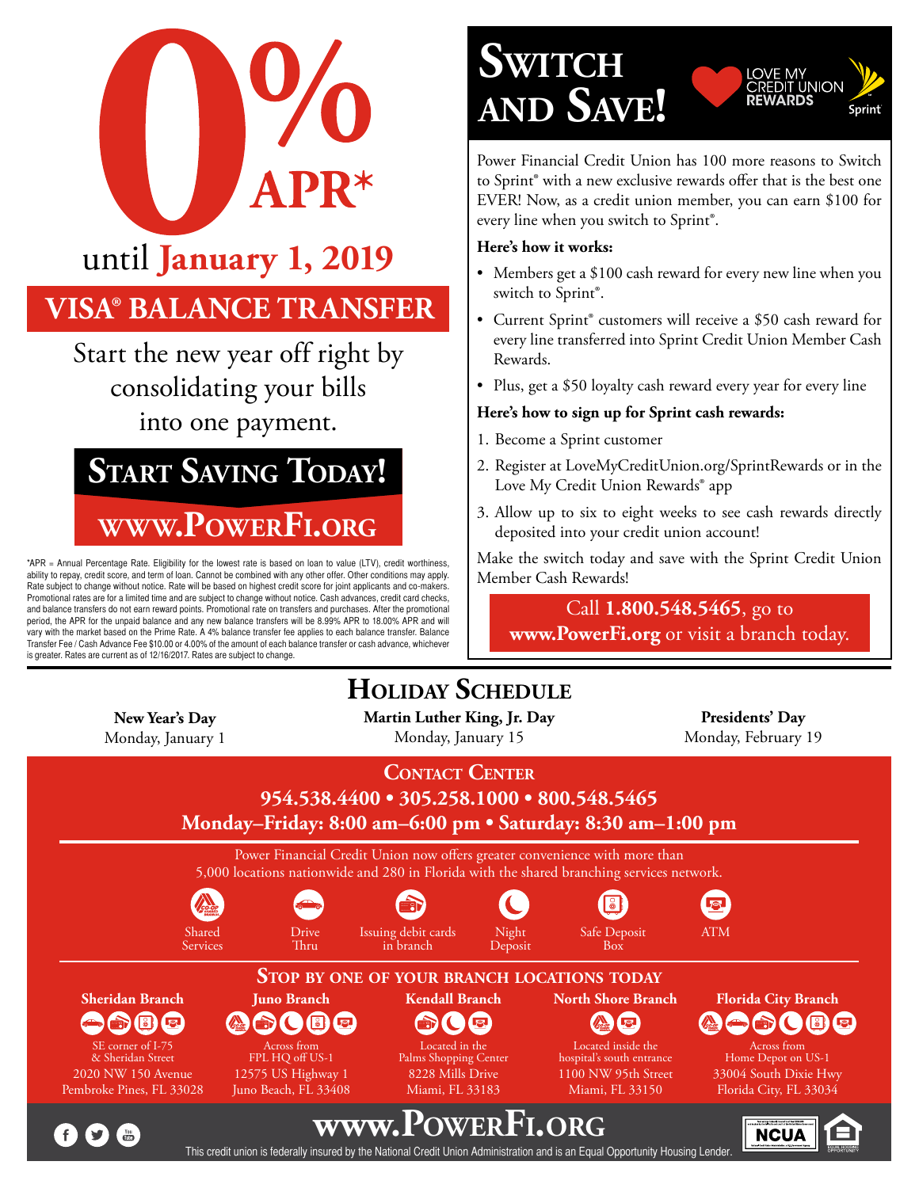# 0% APR*

until **January 1, 2019**

## VISA® BALANCE TRANSFER

Start the new year off right by consolidating your bills into one payment.

**START SAVING TODAY!**

**WWW.POWERFI.ORG**

*APR = Annual Percentage Rate. Eligibility for the lowest rate is based on loan to value (LTV), credit worthiness, ability to repay, credit score, and term of loan. Cannot be combined with any other offer. Other conditions may apply. Rate subject to change without notice. Rate will be based on highest credit score for joint applicants and co-makers. Promotional rates are for a limited time and are subject to change without notice. Cash advances, credit card checks, and balance transfers do not earn reward points. Promotional rate on transfers and purchases. After the promotional period, the APR for the unpaid balance and any new balance transfers will be 8.99% APR to 18.00% APR and will vary with the market based on the Prime Rate. A 4% balance transfer fee applies to each balance transfer. Balance Transfer Fee / Cash Advance Fee $10.00 or 4.00% of the amount of each balance transfer or cash advance, whichever is greater. Rates are current as of 12/16/2017. Rates are subject to change.

## SWITCH AND SAVE!

LOVE MY CREDIT UNION REWARDS

Sprint

Power Financial Credit Union has 100 more reasons to Switch to Sprint® with a new exclusive rewards offer that is the best one EVER! Now, as a credit union member, you can earn $100 for every line when you switch to Sprint®.

**Here's how it works:**

- Members get a $100 cash reward for every new line when you switch to Sprint®.
- Current Sprint® customers will receive a $50 cash reward for every line transferred into Sprint Credit Union Member Cash Rewards.
- Plus, get a $50 loyalty cash reward every year for every line

**Here's how to sign up for Sprint cash rewards:**

1. Become a Sprint customer
2. Register at LoveMyCreditUnion.org/SprintRewards or in the Love My Credit Union Rewards® app
3. Allow up to six to eight weeks to see cash rewards directly deposited into your credit union account!

Make the switch today and save with the Sprint Credit Union Member Cash Rewards!

Call **1.800.548.5465**, go to **www.PowerFi.org** or visit a branch today.

## HOLIDAY SCHEDULE

**New Year's Day**
Monday, January 1

**Martin Luther King, Jr. Day**
Monday, January 15

**Presidents' Day**
Monday, February 19

## CONTACT CENTER

**954.538.4400 • 305.258.1000 • 800.548.5465**

**Monday–Friday: 8:00 am–6:00 pm • Saturday: 8:30 am–1:00 pm**

Power Financial Credit Union now offers greater convenience with more than 5,000 locations nationwide and 280 in Florida with the shared branching services network.

Shared Services • Drive Thru • Issuing debit cards in branch • Night Deposit • Safe Deposit Box • ATM

## STOP BY ONE OF YOUR BRANCH LOCATIONS TODAY

**Sheridan Branch**
SE corner of I-75 & Sheridan Street
2020 NW 150 Avenue
Pembroke Pines, FL 33028

**Juno Branch**
Across from FPL HQ off US-1
12575 US Highway 1
Juno Beach, FL 33408

**Kendall Branch**
Located in the Palms Shopping Center
8228 Mills Drive
Miami, FL 33183

**North Shore Branch**
Located inside the hospital's south entrance
1100 NW 95th Street
Miami, FL 33150

**Florida City Branch**
Across from Home Depot on US-1
33004 South Dixie Hwy
Florida City, FL 33034

**WWW.POWERFI.ORG**

This credit union is federally insured by the National Credit Union Administration and is an Equal Opportunity Housing Lender.